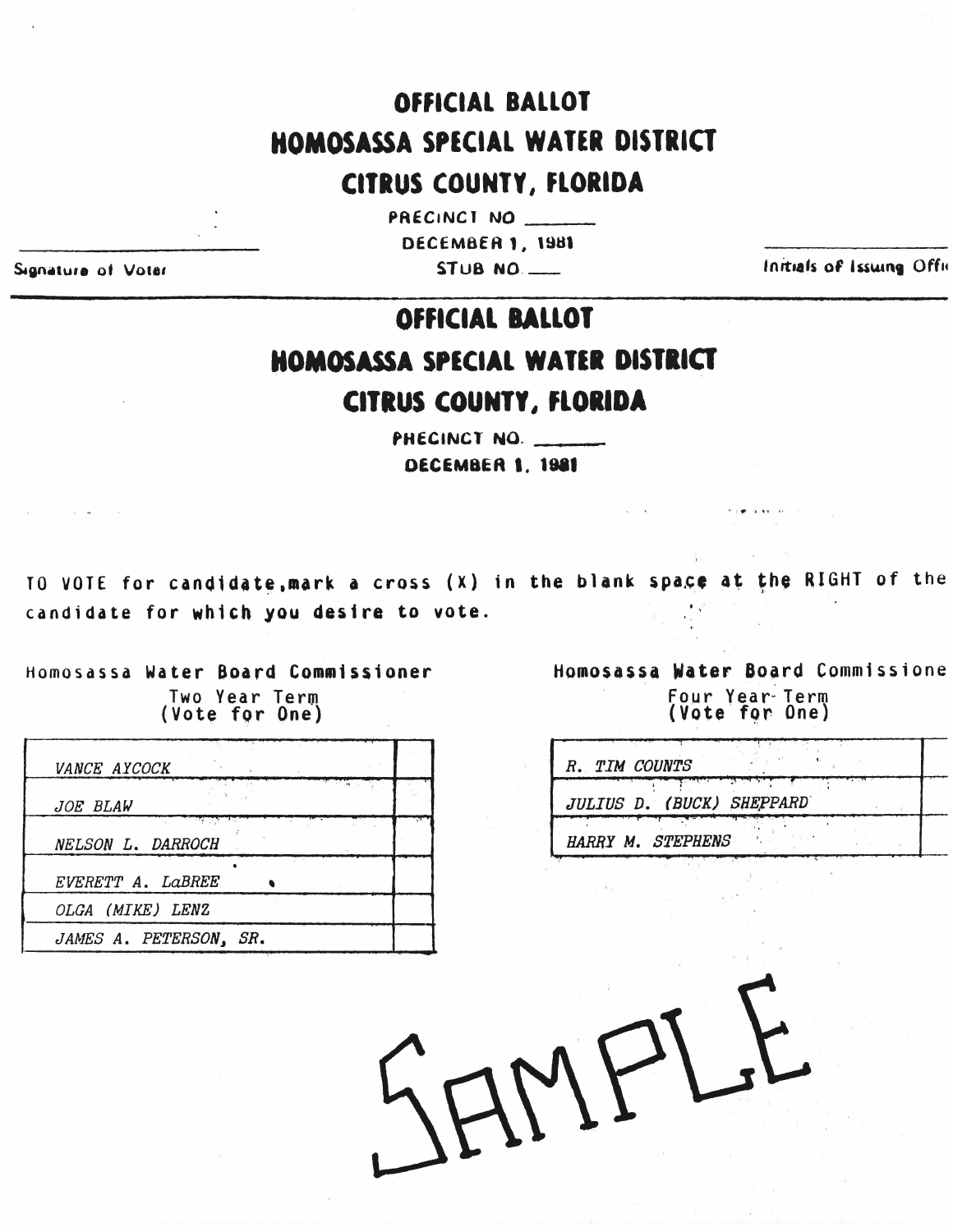# OFFICIAL BALLOT
# HOMOSASSA SPECIAL WATER DISTRICT
# CITRUS COUNTY, FLORIDA

PRECINCT NO \_\_\_\_\_\_

DECEMBER 1, 1981

STUB NO \_\_\_

Signature of Voter

Initials of Issuing Offi

---

# OFFICIAL BALLOT
# HOMOSASSA SPECIAL WATER DISTRICT
# CITRUS COUNTY, FLORIDA

PRECINCT NO. \_\_\_\_\_\_

DECEMBER 1, 1981

TO VOTE for candidate, mark a cross (X) in the blank space at the RIGHT of the candidate for which you desire to vote.

**Homosassa Water Board Commissioner**
Two Year Term
(Vote for One)

| | |
|---|---|
| *VANCE AYCOCK* | |
| *JOE BLAW* | |
| *NELSON L. DARROCH* | |
| *EVERETT A. LaBREE* | |
| *OLGA (MIKE) LENZ* | |
| *JAMES A. PETERSON, SR.* | |

**Homosassa Water Board Commissione**
Four Year Term
(Vote for One)

| | |
|---|---|
| *R. TIM COUNTS* | |
| *JULIUS D. (BUCK) SHEPPARD* | |
| *HARRY M. STEPHENS* | |

SAMPLE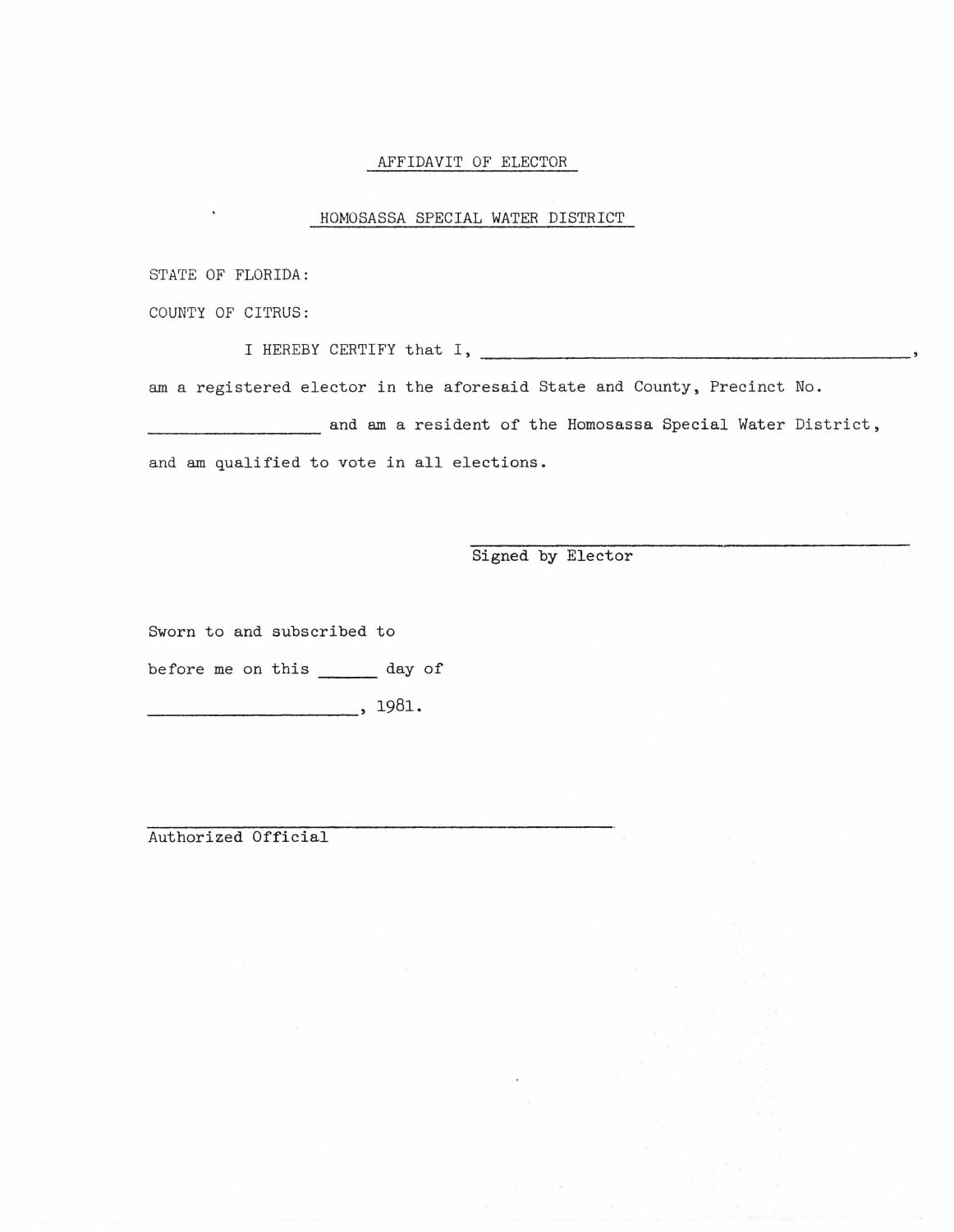## AFFIDAVIT OF ELECTOR

### HOMOSASSA SPECIAL WATER DISTRICT

STATE OF FLORIDA:

COUNTY OF CITRUS:

I HEREBY CERTIFY that I, ________________________________________,

am a registered elector in the aforesaid State and County, Precinct No.

________________ and am a resident of the Homosassa Special Water District,

and am qualified to vote in all elections.

________________________________________

Signed by Elector

Sworn to and subscribed to

before me on this ______ day of

____________________, 1981.

________________________________________

Authorized Official